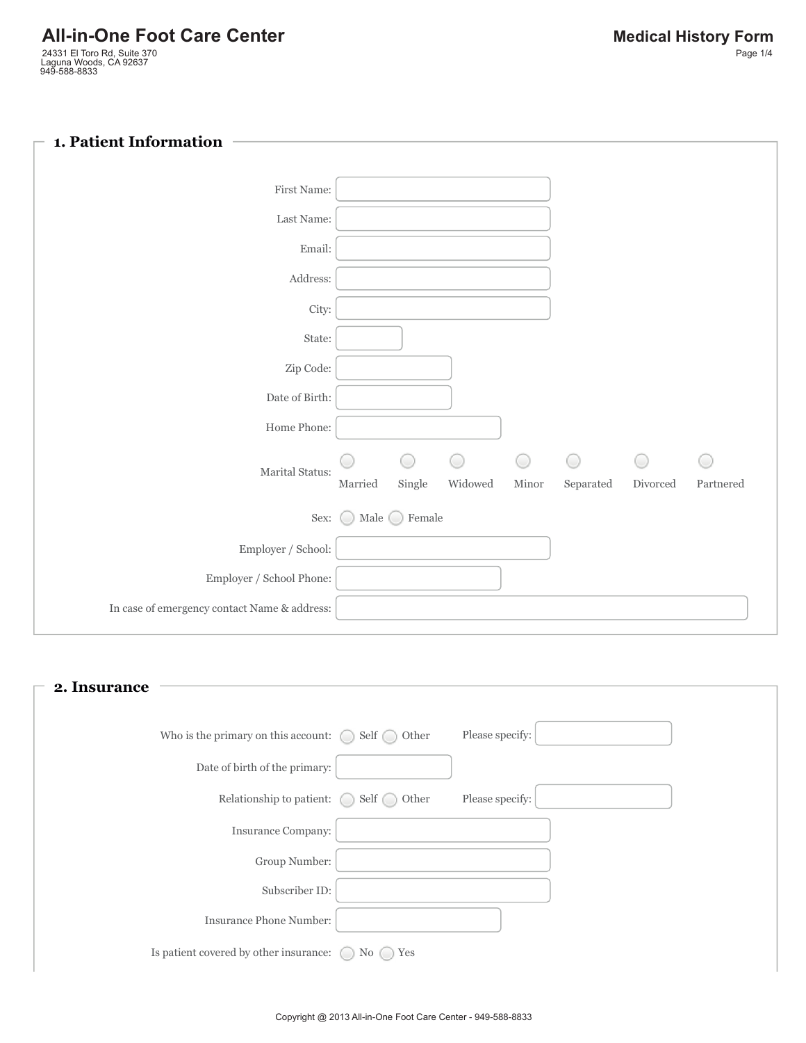# All-in-One Foot Care Center

24331 El Toro Rd, Suite 370
Laguna Woods, CA 92637
949-588-8833

# Medical History Form

## 1. Patient Information

First Name:

Last Name:

Email:

Address:

City:

State:

Zip Code:

Date of Birth:

Home Phone:

Marital Status: ○ Married ○ Single ○ Widowed ○ Minor ○ Separated ○ Divorced ○ Partnered

Sex: ○ Male ○ Female

Employer / School:

Employer / School Phone:

In case of emergency contact Name & address:

## 2. Insurance

Who is the primary on this account: ○ Self ○ Other Please specify:

Date of birth of the primary:

Relationship to patient: ○ Self ○ Other Please specify:

Insurance Company:

Group Number:

Subscriber ID:

Insurance Phone Number:

Is patient covered by other insurance: ○ No ○ Yes

Copyright @ 2013 All-in-One Foot Care Center - 949-588-8833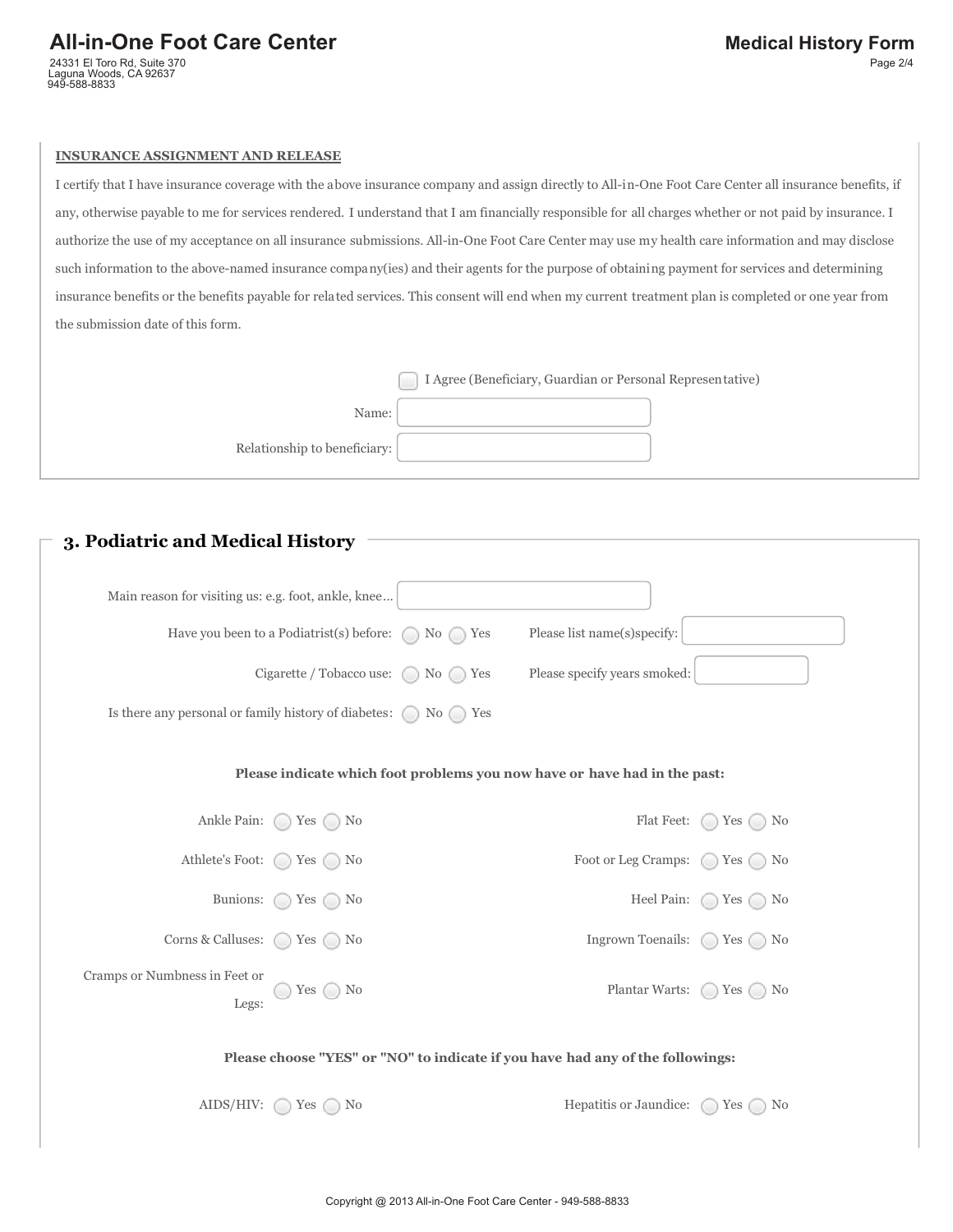**INSURANCE ASSIGNMENT AND RELEASE**

I certify that I have insurance coverage with the above insurance company and assign directly to All-in-One Foot Care Center all insurance benefits, if any, otherwise payable to me for services rendered. I understand that I am financially responsible for all charges whether or not paid by insurance. I authorize the use of my acceptance on all insurance submissions. All-in-One Foot Care Center may use my health care information and may disclose such information to the above-named insurance company(ies) and their agents for the purpose of obtaining payment for services and determining insurance benefits or the benefits payable for related services. This consent will end when my current treatment plan is completed or one year from the submission date of this form.

☐ I Agree (Beneficiary, Guardian or Personal Representative)

Name: ____________________

Relationship to beneficiary: ____________________

## 3. Podiatric and Medical History

Main reason for visiting us: e.g. foot, ankle, knee... ____________________

Have you been to a Podiatrist(s) before: ○ No ○ Yes — Please list name(s)specify: ____________________

Cigarette / Tobacco use: ○ No ○ Yes — Please specify years smoked: ____________________

Is there any personal or family history of diabetes: ○ No ○ Yes

**Please indicate which foot problems you now have or have had in the past:**

| Condition | | Condition | |
|---|---|---|---|
| Ankle Pain: | ○ Yes ○ No | Flat Feet: | ○ Yes ○ No |
| Athlete's Foot: | ○ Yes ○ No | Foot or Leg Cramps: | ○ Yes ○ No |
| Bunions: | ○ Yes ○ No | Heel Pain: | ○ Yes ○ No |
| Corns & Calluses: | ○ Yes ○ No | Ingrown Toenails: | ○ Yes ○ No |
| Cramps or Numbness in Feet or Legs: | ○ Yes ○ No | Plantar Warts: | ○ Yes ○ No |

**Please choose "YES" or "NO" to indicate if you have had any of the followings:**

| Condition | | Condition | |
|---|---|---|---|
| AIDS/HIV: | ○ Yes ○ No | Hepatitis or Jaundice: | ○ Yes ○ No |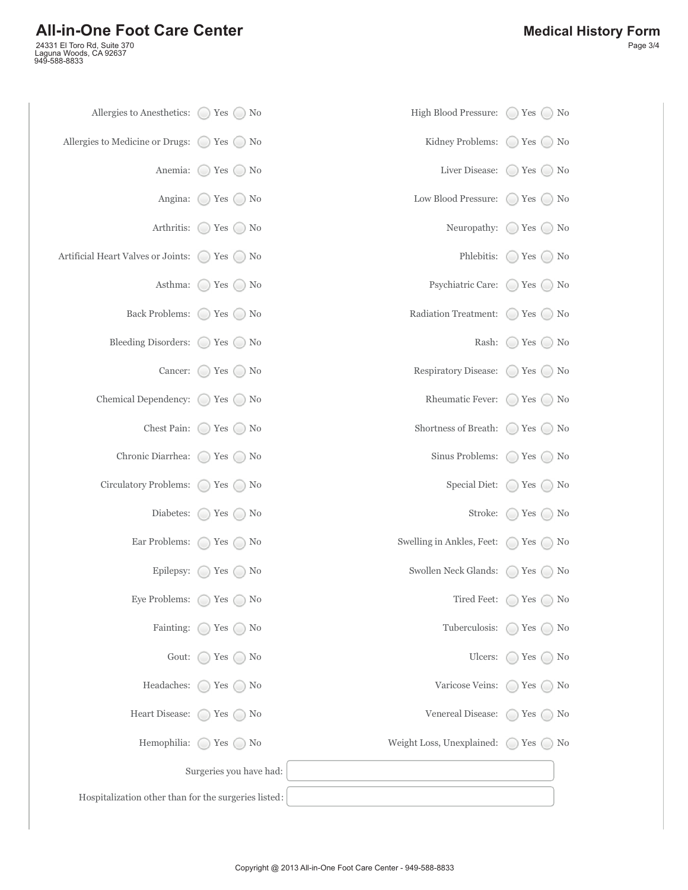# All-in-One Foot Care Center

24331 El Toro Rd, Suite 370
Laguna Woods, CA 92637
949-588-8833

## Medical History Form

Allergies to Anesthetics: ◯ Yes ◯ No

Allergies to Medicine or Drugs: ◯ Yes ◯ No

Anemia: ◯ Yes ◯ No

Angina: ◯ Yes ◯ No

Arthritis: ◯ Yes ◯ No

Artificial Heart Valves or Joints: ◯ Yes ◯ No

Asthma: ◯ Yes ◯ No

Back Problems: ◯ Yes ◯ No

Bleeding Disorders: ◯ Yes ◯ No

Cancer: ◯ Yes ◯ No

Chemical Dependency: ◯ Yes ◯ No

Chest Pain: ◯ Yes ◯ No

Chronic Diarrhea: ◯ Yes ◯ No

Circulatory Problems: ◯ Yes ◯ No

Diabetes: ◯ Yes ◯ No

Ear Problems: ◯ Yes ◯ No

Epilepsy: ◯ Yes ◯ No

Eye Problems: ◯ Yes ◯ No

Fainting: ◯ Yes ◯ No

Gout: ◯ Yes ◯ No

Headaches: ◯ Yes ◯ No

Heart Disease: ◯ Yes ◯ No

Hemophilia: ◯ Yes ◯ No

High Blood Pressure: ◯ Yes ◯ No

Kidney Problems: ◯ Yes ◯ No

Liver Disease: ◯ Yes ◯ No

Low Blood Pressure: ◯ Yes ◯ No

Neuropathy: ◯ Yes ◯ No

Phlebitis: ◯ Yes ◯ No

Psychiatric Care: ◯ Yes ◯ No

Radiation Treatment: ◯ Yes ◯ No

Rash: ◯ Yes ◯ No

Respiratory Disease: ◯ Yes ◯ No

Rheumatic Fever: ◯ Yes ◯ No

Shortness of Breath: ◯ Yes ◯ No

Sinus Problems: ◯ Yes ◯ No

Special Diet: ◯ Yes ◯ No

Stroke: ◯ Yes ◯ No

Swelling in Ankles, Feet: ◯ Yes ◯ No

Swollen Neck Glands: ◯ Yes ◯ No

Tired Feet: ◯ Yes ◯ No

Tuberculosis: ◯ Yes ◯ No

Ulcers: ◯ Yes ◯ No

Varicose Veins: ◯ Yes ◯ No

Venereal Disease: ◯ Yes ◯ No

Weight Loss, Unexplained: ◯ Yes ◯ No

Surgeries you have had: ____________________

Hospitalization other than for the surgeries listed: ____________________

Copyright @ 2013 All-in-One Foot Care Center - 949-588-8833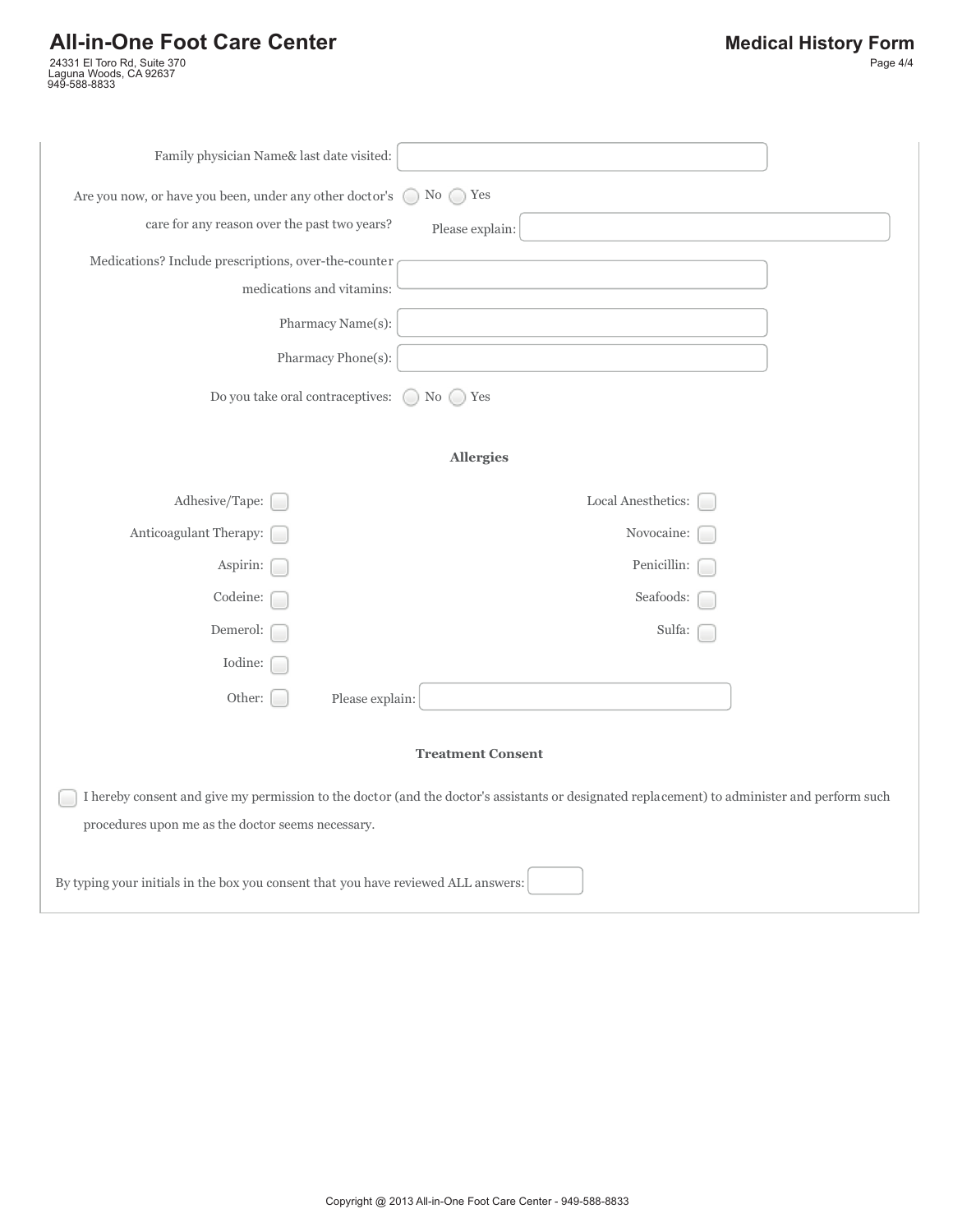Family physician Name& last date visited:

Are you now, or have you been, under any other doctor's care for any reason over the past two years? No Yes

Please explain:

Medications? Include prescriptions, over-the-counter medications and vitamins:

Pharmacy Name(s):

Pharmacy Phone(s):

Do you take oral contraceptives: No Yes

### Allergies

- Adhesive/Tape:
- Anticoagulant Therapy:
- Aspirin:
- Codeine:
- Demerol:
- Iodine:
- Other: Please explain:
- Local Anesthetics:
- Novocaine:
- Penicillin:
- Seafoods:
- Sulfa:

### Treatment Consent

I hereby consent and give my permission to the doctor (and the doctor's assistants or designated replacement) to administer and perform such procedures upon me as the doctor seems necessary.

By typing your initials in the box you consent that you have reviewed ALL answers:

Copyright @ 2013 All-in-One Foot Care Center - 949-588-8833